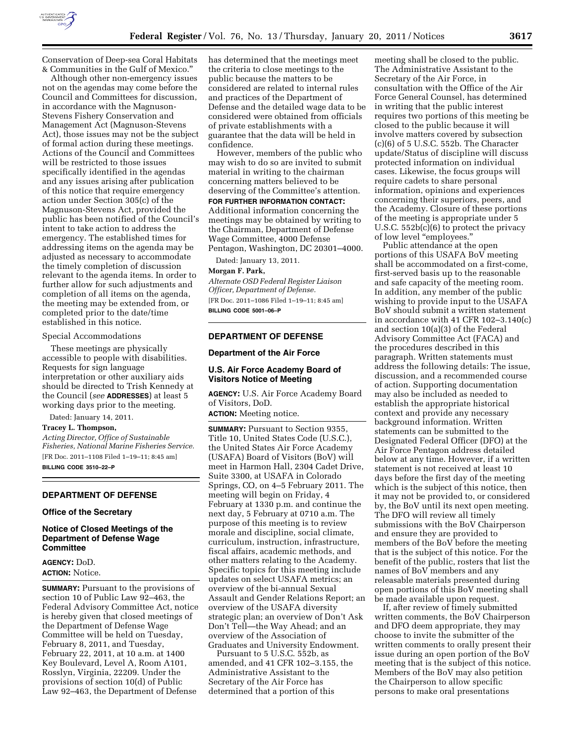Conservation of Deep-sea Coral Habitats & Communities in the Gulf of Mexico."

Although other non-emergency issues not on the agendas may come before the Council and Committees for discussion, in accordance with the Magnuson-Stevens Fishery Conservation and Management Act (Magnuson-Stevens Act), those issues may not be the subject of formal action during these meetings. Actions of the Council and Committees will be restricted to those issues specifically identified in the agendas and any issues arising after publication of this notice that require emergency action under Section 305(c) of the Magnuson-Stevens Act, provided the public has been notified of the Council's intent to take action to address the emergency. The established times for addressing items on the agenda may be adjusted as necessary to accommodate the timely completion of discussion relevant to the agenda items. In order to further allow for such adjustments and completion of all items on the agenda, the meeting may be extended from, or completed prior to the date/time established in this notice.

Special Accommodations

These meetings are physically accessible to people with disabilities. Requests for sign language interpretation or other auxiliary aids should be directed to Trish Kennedy at the Council (*see* **ADDRESSES**) at least 5 working days prior to the meeting.

Dated: January 14, 2011.

**Tracey L. Thompson,**

*Acting Director, Office of Sustainable Fisheries, National Marine Fisheries Service.*

[FR Doc. 2011–1108 Filed 1–19–11; 8:45 am]

**BILLING CODE 3510–22–P**

## DEPARTMENT OF DEFENSE

### Office of the Secretary

### Notice of Closed Meetings of the Department of Defense Wage Committee

**AGENCY:** DoD.

**ACTION:** Notice.

**SUMMARY:** Pursuant to the provisions of section 10 of Public Law 92–463, the Federal Advisory Committee Act, notice is hereby given that closed meetings of the Department of Defense Wage Committee will be held on Tuesday, February 8, 2011, and Tuesday, February 22, 2011, at 10 a.m. at 1400 Key Boulevard, Level A, Room A101, Rosslyn, Virginia, 22209. Under the provisions of section 10(d) of Public Law 92–463, the Department of Defense has determined that the meetings meet the criteria to close meetings to the public because the matters to be considered are related to internal rules and practices of the Department of Defense and the detailed wage data to be considered were obtained from officials of private establishments with a guarantee that the data will be held in confidence.

However, members of the public who may wish to do so are invited to submit material in writing to the chairman concerning matters believed to be deserving of the Committee's attention.

**FOR FURTHER INFORMATION CONTACT:** Additional information concerning the meetings may be obtained by writing to the Chairman, Department of Defense Wage Committee, 4000 Defense Pentagon, Washington, DC 20301–4000.

Dated: January 13, 2011.

**Morgan F. Park,**

*Alternate OSD Federal Register Liaison Officer, Department of Defense.*

[FR Doc. 2011–1086 Filed 1–19–11; 8:45 am]

**BILLING CODE 5001–06–P**

## DEPARTMENT OF DEFENSE

### Department of the Air Force

### U.S. Air Force Academy Board of Visitors Notice of Meeting

**AGENCY:** U.S. Air Force Academy Board of Visitors, DoD.

**ACTION:** Meeting notice.

**SUMMARY:** Pursuant to Section 9355, Title 10, United States Code (U.S.C.), the United States Air Force Academy (USAFA) Board of Visitors (BoV) will meet in Harmon Hall, 2304 Cadet Drive, Suite 3300, at USAFA in Colorado Springs, CO, on 4–5 February 2011. The meeting will begin on Friday, 4 February at 1330 p.m. and continue the next day, 5 February at 0710 a.m. The purpose of this meeting is to review morale and discipline, social climate, curriculum, instruction, infrastructure, fiscal affairs, academic methods, and other matters relating to the Academy. Specific topics for this meeting include updates on select USAFA metrics; an overview of the bi-annual Sexual Assault and Gender Relations Report; an overview of the USAFA diversity strategic plan; an overview of Don't Ask Don't Tell—the Way Ahead; and an overview of the Association of Graduates and University Endowment.

Pursuant to 5 U.S.C. 552b, as amended, and 41 CFR 102–3.155, the Administrative Assistant to the Secretary of the Air Force has determined that a portion of this meeting shall be closed to the public. The Administrative Assistant to the Secretary of the Air Force, in consultation with the Office of the Air Force General Counsel, has determined in writing that the public interest requires two portions of this meeting be closed to the public because it will involve matters covered by subsection (c)(6) of 5 U.S.C. 552b. The Character update/Status of discipline will discuss protected information on individual cases. Likewise, the focus groups will require cadets to share personal information, opinions and experiences concerning their superiors, peers, and the Academy. Closure of these portions of the meeting is appropriate under 5 U.S.C. 552b(c)(6) to protect the privacy of low level "employees."

Public attendance at the open portions of this USAFA BoV meeting shall be accommodated on a first-come, first-served basis up to the reasonable and safe capacity of the meeting room. In addition, any member of the public wishing to provide input to the USAFA BoV should submit a written statement in accordance with 41 CFR 102–3.140(c) and section 10(a)(3) of the Federal Advisory Committee Act (FACA) and the procedures described in this paragraph. Written statements must address the following details: The issue, discussion, and a recommended course of action. Supporting documentation may also be included as needed to establish the appropriate historical context and provide any necessary background information. Written statements can be submitted to the Designated Federal Officer (DFO) at the Air Force Pentagon address detailed below at any time. However, if a written statement is not received at least 10 days before the first day of the meeting which is the subject of this notice, then it may not be provided to, or considered by, the BoV until its next open meeting. The DFO will review all timely submissions with the BoV Chairperson and ensure they are provided to members of the BoV before the meeting that is the subject of this notice. For the benefit of the public, rosters that list the names of BoV members and any releasable materials presented during open portions of this BoV meeting shall be made available upon request.

If, after review of timely submitted written comments, the BoV Chairperson and DFO deem appropriate, they may choose to invite the submitter of the written comments to orally present their issue during an open portion of the BoV meeting that is the subject of this notice. Members of the BoV may also petition the Chairperson to allow specific persons to make oral presentations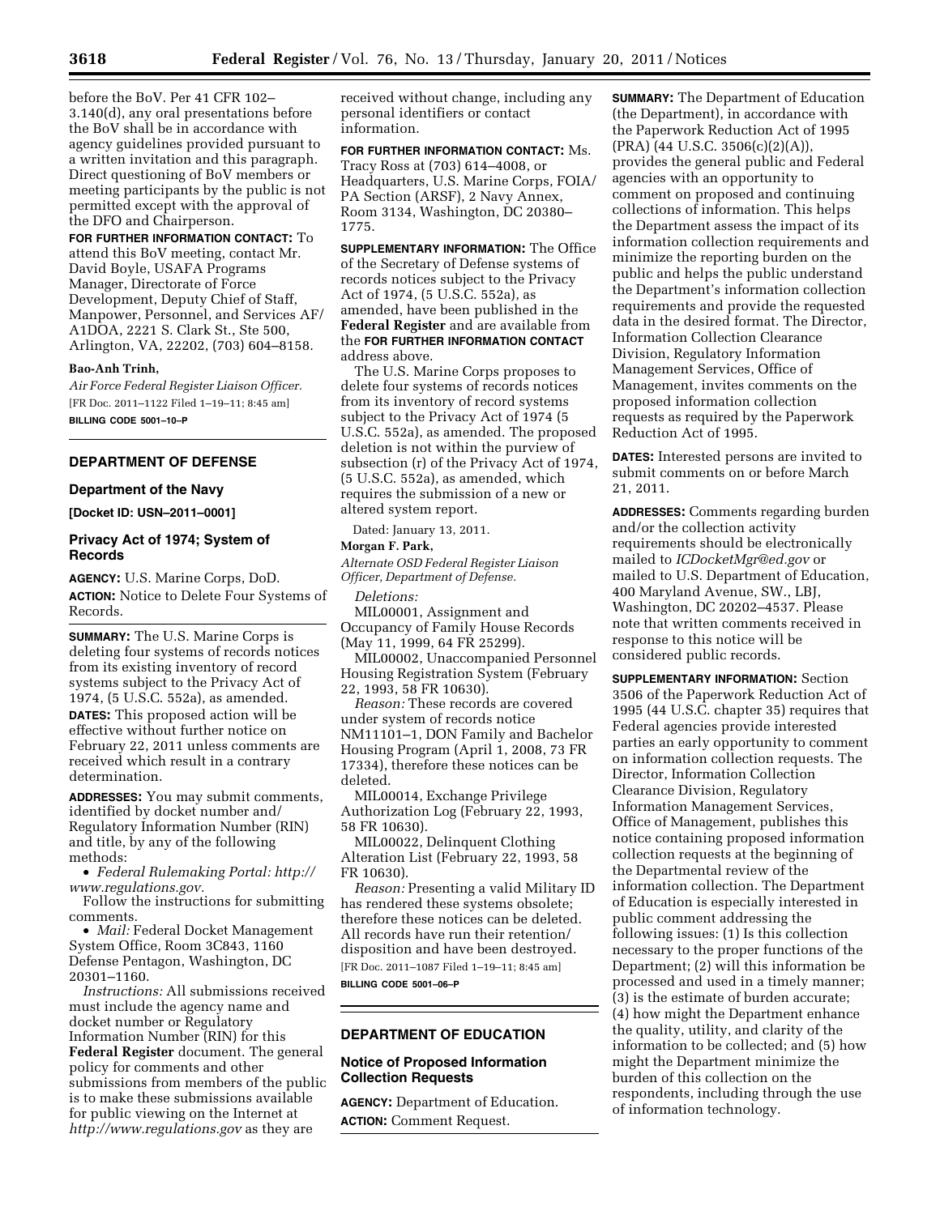before the BoV. Per 41 CFR 102–3.140(d), any oral presentations before the BoV shall be in accordance with agency guidelines provided pursuant to a written invitation and this paragraph. Direct questioning of BoV members or meeting participants by the public is not permitted except with the approval of the DFO and Chairperson.

**FOR FURTHER INFORMATION CONTACT:** To attend this BoV meeting, contact Mr. David Boyle, USAFA Programs Manager, Directorate of Force Development, Deputy Chief of Staff, Manpower, Personnel, and Services AF/A1DOA, 2221 S. Clark St., Ste 500, Arlington, VA, 22202, (703) 604–8158.

**Bao-Anh Trinh,**

*Air Force Federal Register Liaison Officer.*

[FR Doc. 2011–1122 Filed 1–19–11; 8:45 am]

**BILLING CODE 5001–10–P**

## DEPARTMENT OF DEFENSE

### Department of the Navy

**[Docket ID: USN–2011–0001]**

### Privacy Act of 1974; System of Records

**AGENCY:** U.S. Marine Corps, DoD.

**ACTION:** Notice to Delete Four Systems of Records.

**SUMMARY:** The U.S. Marine Corps is deleting four systems of records notices from its existing inventory of record systems subject to the Privacy Act of 1974, (5 U.S.C. 552a), as amended.

**DATES:** This proposed action will be effective without further notice on February 22, 2011 unless comments are received which result in a contrary determination.

**ADDRESSES:** You may submit comments, identified by docket number and/Regulatory Information Number (RIN) and title, by any of the following methods:

- *Federal Rulemaking Portal: http://www.regulations.gov.*

Follow the instructions for submitting comments.

- *Mail:* Federal Docket Management System Office, Room 3C843, 1160 Defense Pentagon, Washington, DC 20301–1160.

*Instructions:* All submissions received must include the agency name and docket number or Regulatory Information Number (RIN) for this **Federal Register** document. The general policy for comments and other submissions from members of the public is to make these submissions available for public viewing on the Internet at *http://www.regulations.gov* as they are received without change, including any personal identifiers or contact information.

**FOR FURTHER INFORMATION CONTACT:** Ms. Tracy Ross at (703) 614–4008, or Headquarters, U.S. Marine Corps, FOIA/PA Section (ARSF), 2 Navy Annex, Room 3134, Washington, DC 20380–1775.

**SUPPLEMENTARY INFORMATION:** The Office of the Secretary of Defense systems of records notices subject to the Privacy Act of 1974, (5 U.S.C. 552a), as amended, have been published in the **Federal Register** and are available from the **FOR FURTHER INFORMATION CONTACT** address above.

The U.S. Marine Corps proposes to delete four systems of records notices from its inventory of record systems subject to the Privacy Act of 1974 (5 U.S.C. 552a), as amended. The proposed deletion is not within the purview of subsection (r) of the Privacy Act of 1974, (5 U.S.C. 552a), as amended, which requires the submission of a new or altered system report.

Dated: January 13, 2011.

**Morgan F. Park,**

*Alternate OSD Federal Register Liaison Officer, Department of Defense.*

*Deletions:*

MIL00001, Assignment and Occupancy of Family House Records (May 11, 1999, 64 FR 25299).

MIL00002, Unaccompanied Personnel Housing Registration System (February 22, 1993, 58 FR 10630).

*Reason:* These records are covered under system of records notice NM11101–1, DON Family and Bachelor Housing Program (April 1, 2008, 73 FR 17334), therefore these notices can be deleted.

MIL00014, Exchange Privilege Authorization Log (February 22, 1993, 58 FR 10630).

MIL00022, Delinquent Clothing Alteration List (February 22, 1993, 58 FR 10630).

*Reason:* Presenting a valid Military ID has rendered these systems obsolete; therefore these notices can be deleted. All records have run their retention/disposition and have been destroyed.

[FR Doc. 2011–1087 Filed 1–19–11; 8:45 am]

**BILLING CODE 5001–06–P**

## DEPARTMENT OF EDUCATION

### Notice of Proposed Information Collection Requests

**AGENCY:** Department of Education.

**ACTION:** Comment Request.

**SUMMARY:** The Department of Education (the Department), in accordance with the Paperwork Reduction Act of 1995 (PRA) (44 U.S.C. 3506(c)(2)(A)), provides the general public and Federal agencies with an opportunity to comment on proposed and continuing collections of information. This helps the Department assess the impact of its information collection requirements and minimize the reporting burden on the public and helps the public understand the Department's information collection requirements and provide the requested data in the desired format. The Director, Information Collection Clearance Division, Regulatory Information Management Services, Office of Management, invites comments on the proposed information collection requests as required by the Paperwork Reduction Act of 1995.

**DATES:** Interested persons are invited to submit comments on or before March 21, 2011.

**ADDRESSES:** Comments regarding burden and/or the collection activity requirements should be electronically mailed to *ICDocketMgr@ed.gov* or mailed to U.S. Department of Education, 400 Maryland Avenue, SW., LBJ, Washington, DC 20202–4537. Please note that written comments received in response to this notice will be considered public records.

**SUPPLEMENTARY INFORMATION:** Section 3506 of the Paperwork Reduction Act of 1995 (44 U.S.C. chapter 35) requires that Federal agencies provide interested parties an early opportunity to comment on information collection requests. The Director, Information Collection Clearance Division, Regulatory Information Management Services, Office of Management, publishes this notice containing proposed information collection requests at the beginning of the Departmental review of the information collection. The Department of Education is especially interested in public comment addressing the following issues: (1) Is this collection necessary to the proper functions of the Department; (2) will this information be processed and used in a timely manner; (3) is the estimate of burden accurate; (4) how might the Department enhance the quality, utility, and clarity of the information to be collected; and (5) how might the Department minimize the burden of this collection on the respondents, including through the use of information technology.